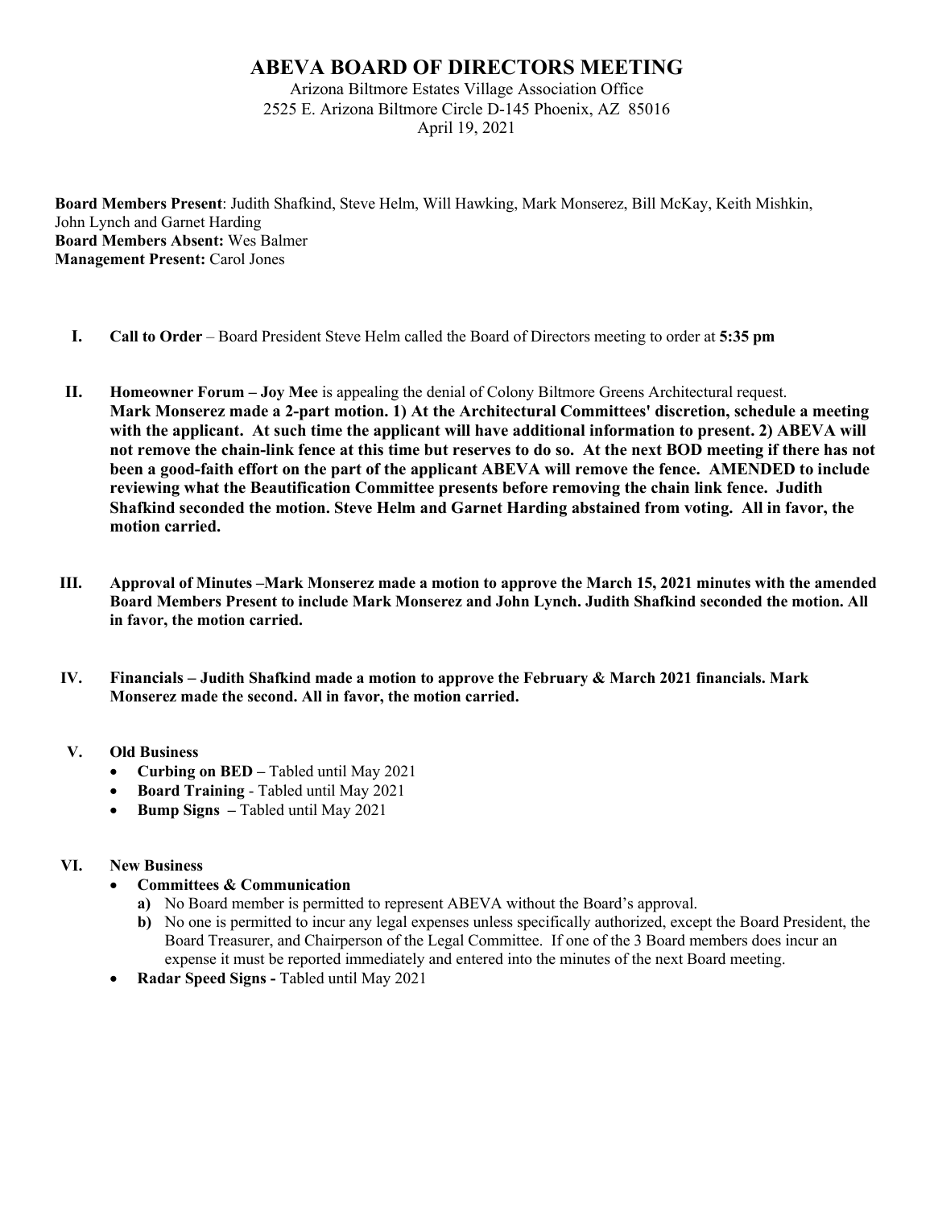# ABEVA BOARD OF DIRECTORS MEETING

Arizona Biltmore Estates Village Association Office
2525 E. Arizona Biltmore Circle D-145 Phoenix, AZ 85016
April 19, 2021

**Board Members Present**: Judith Shafkind, Steve Helm, Will Hawking, Mark Monserez, Bill McKay, Keith Mishkin, John Lynch and Garnet Harding
**Board Members Absent:** Wes Balmer
**Management Present:** Carol Jones

**I. Call to Order** – Board President Steve Helm called the Board of Directors meeting to order at **5:35 pm**

**II. Homeowner Forum – Joy Mee** is appealing the denial of Colony Biltmore Greens Architectural request.
**Mark Monserez made a 2-part motion. 1) At the Architectural Committees' discretion, schedule a meeting with the applicant. At such time the applicant will have additional information to present. 2) ABEVA will not remove the chain-link fence at this time but reserves to do so. At the next BOD meeting if there has not been a good-faith effort on the part of the applicant ABEVA will remove the fence. AMENDED to include reviewing what the Beautification Committee presents before removing the chain link fence. Judith Shafkind seconded the motion. Steve Helm and Garnet Harding abstained from voting. All in favor, the motion carried.**

**III. Approval of Minutes –Mark Monserez made a motion to approve the March 15, 2021 minutes with the amended Board Members Present to include Mark Monserez and John Lynch. Judith Shafkind seconded the motion. All in favor, the motion carried.**

**IV. Financials – Judith Shafkind made a motion to approve the February & March 2021 financials. Mark Monserez made the second. All in favor, the motion carried.**

**V. Old Business**

- **Curbing on BED –** Tabled until May 2021
- **Board Training** - Tabled until May 2021
- **Bump Signs –** Tabled until May 2021

**VI. New Business**

- **Committees & Communication**
  - **a)** No Board member is permitted to represent ABEVA without the Board's approval.
  - **b)** No one is permitted to incur any legal expenses unless specifically authorized, except the Board President, the Board Treasurer, and Chairperson of the Legal Committee. If one of the 3 Board members does incur an expense it must be reported immediately and entered into the minutes of the next Board meeting.
- **Radar Speed Signs -** Tabled until May 2021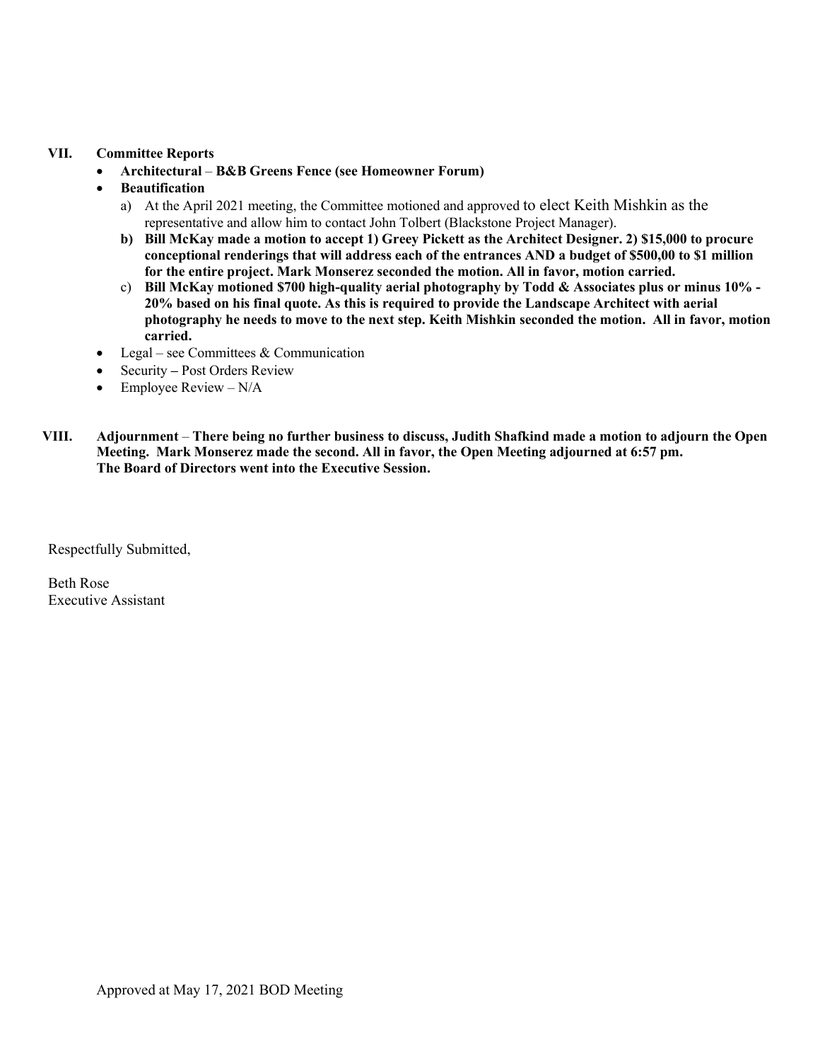**VII. Committee Reports**

- **Architectural – B&B Greens Fence (see Homeowner Forum)**
- **Beautification**
  a) At the April 2021 meeting, the Committee motioned and approved to elect Keith Mishkin as the representative and allow him to contact John Tolbert (Blackstone Project Manager).
  **b) Bill McKay made a motion to accept 1) Greey Pickett as the Architect Designer. 2) $15,000 to procure conceptional renderings that will address each of the entrances AND a budget of $500,00 to $1 million for the entire project. Mark Monserez seconded the motion. All in favor, motion carried.**
  c) **Bill McKay motioned $700 high-quality aerial photography by Todd & Associates plus or minus 10% - 20% based on his final quote. As this is required to provide the Landscape Architect with aerial photography he needs to move to the next step. Keith Mishkin seconded the motion. All in favor, motion carried.**
- Legal – see Committees & Communication
- Security – Post Orders Review
- Employee Review – N/A

**VIII. Adjournment** – **There being no further business to discuss, Judith Shafkind made a motion to adjourn the Open Meeting. Mark Monserez made the second. All in favor, the Open Meeting adjourned at 6:57 pm. The Board of Directors went into the Executive Session.**

Respectfully Submitted,

Beth Rose
Executive Assistant

Approved at May 17, 2021 BOD Meeting